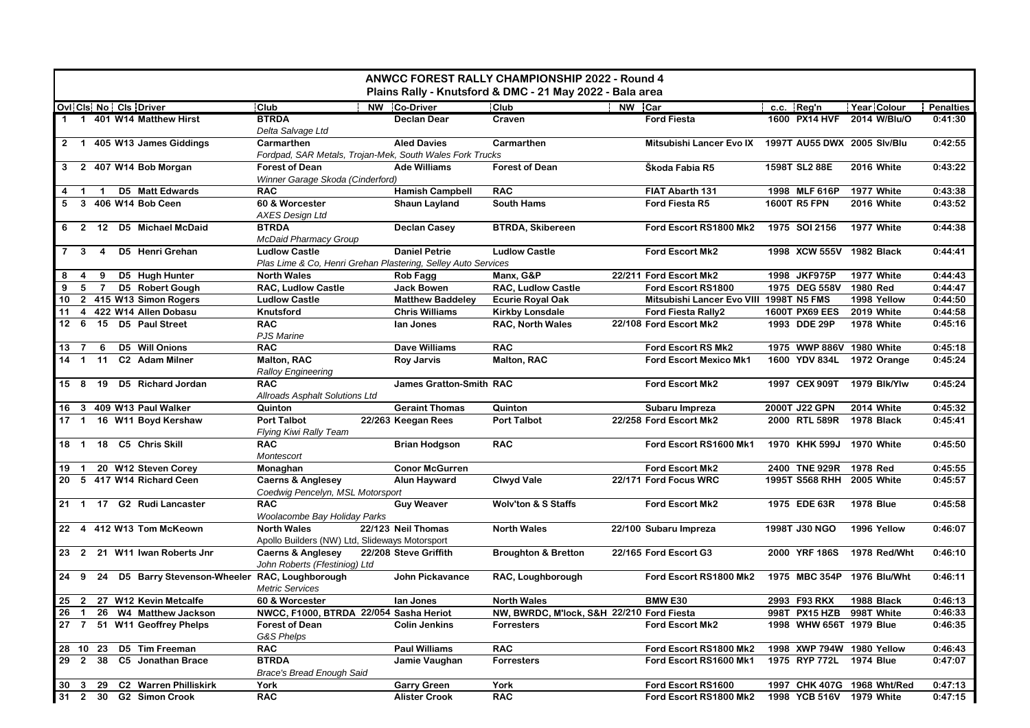## ANWCC FOREST RALLY CHAMPIONSHIP 2022 - Round 4

### Plains Rally - Knutsford & DMC - 21 May 2022 - Bala area

| Ovl | Cls | No | Cls | Driver | Club | NW | Co-Driver | Club | NW | Car | c.c. | Reg'n | Year | Colour | Penalties |
|---|---|---|---|---|---|---|---|---|---|---|---|---|---|---|---|
| 1 | 1 | 401 | W14 | Matthew Hirst | BTRDA<br>*Delta Salvage Ltd* | | Declan Dear | Craven | | Ford Fiesta | 1600 | PX14 HVF | 2014 | W/Blu/O | 0:41:30 |
| 2 | 1 | 405 | W13 | James Giddings | Carmarthen<br>*Fordpad, SAR Metals, Trojan-Mek, South Wales Fork Trucks* | | Aled Davies | Carmarthen | | Mitsubishi Lancer Evo IX | 1997T | AU55 DWX | 2005 | Slv/Blu | 0:42:55 |
| 3 | 2 | 407 | W14 | Bob Morgan | Forest of Dean<br>*Winner Garage Skoda (Cinderford)* | | Ade Williams | Forest of Dean | | Škoda Fabia R5 | 1598T | SL2 88E | 2016 | White | 0:43:22 |
| 4 | 1 | 1 | D5 | Matt Edwards | RAC | | Hamish Campbell | RAC | | FIAT Abarth 131 | 1998 | MLF 616P | 1977 | White | 0:43:38 |
| 5 | 3 | 406 | W14 | Bob Ceen | 60 & Worcester<br>*AXES Design Ltd* | | Shaun Layland | South Hams | | Ford Fiesta R5 | 1600T | R5 FPN | 2016 | White | 0:43:52 |
| 6 | 2 | 12 | D5 | Michael McDaid | BTRDA<br>*McDaid Pharmacy Group* | | Declan Casey | BTRDA, Skibereen | | Ford Escort RS1800 Mk2 | 1975 | SOI 2156 | 1977 | White | 0:44:38 |
| 7 | 3 | 4 | D5 | Henri Grehan | Ludlow Castle<br>*Plas Lime & Co, Henri Grehan Plastering, Selley Auto Services* | | Daniel Petrie | Ludlow Castle | | Ford Escort Mk2 | 1998 | XCW 555V | 1982 | Black | 0:44:41 |
| 8 | 4 | 9 | D5 | Hugh Hunter | North Wales | | Rob Fagg | Manx, G&P | 22/211 | Ford Escort Mk2 | 1998 | JKF975P | 1977 | White | 0:44:43 |
| 9 | 5 | 7 | D5 | Robert Gough | RAC, Ludlow Castle | | Jack Bowen | RAC, Ludlow Castle | | Ford Escort RS1800 | 1975 | DEG 558V | 1980 | Red | 0:44:47 |
| 10 | 2 | 415 | W13 | Simon Rogers | Ludlow Castle | | Matthew Baddeley | Ecurie Royal Oak | | Mitsubishi Lancer Evo VIII | 1998T | N5 FMS | 1998 | Yellow | 0:44:50 |
| 11 | 4 | 422 | W14 | Allen Dobasu | Knutsford | | Chris Williams | Kirkby Lonsdale | | Ford Fiesta Rally2 | 1600T | PX69 EES | 2019 | White | 0:44:58 |
| 12 | 6 | 15 | D5 | Paul Street | RAC<br>*PJS Marine* | | Ian Jones | RAC, North Wales | 22/108 | Ford Escort Mk2 | 1993 | DDE 29P | 1978 | White | 0:45:16 |
| 13 | 7 | 6 | D5 | Will Onions | RAC | | Dave Williams | RAC | | Ford Escort RS Mk2 | 1975 | WWP 886V | 1980 | White | 0:45:18 |
| 14 | 1 | 11 | C2 | Adam Milner | Malton, RAC<br>*Ralloy Engineering* | | Roy Jarvis | Malton, RAC | | Ford Escort Mexico Mk1 | 1600 | YDV 834L | 1972 | Orange | 0:45:24 |
| 15 | 8 | 19 | D5 | Richard Jordan | RAC<br>*Allroads Asphalt Solutions Ltd* | | James Gratton-Smith | RAC | | Ford Escort Mk2 | 1997 | CEX 909T | 1979 | Blk/Ylw | 0:45:24 |
| 16 | 3 | 409 | W13 | Paul Walker | Quinton | | Geraint Thomas | Quinton | | Subaru Impreza | 2000T | J22 GPN | 2014 | White | 0:45:32 |
| 17 | 1 | 16 | W11 | Boyd Kershaw | Port Talbot<br>*Flying Kiwi Rally Team* | 22/263 | Keegan Rees | Port Talbot | 22/258 | Ford Escort Mk2 | 2000 | RTL 589R | 1978 | Black | 0:45:41 |
| 18 | 1 | 18 | C5 | Chris Skill | RAC<br>*Montescort* | | Brian Hodgson | RAC | | Ford Escort RS1600 Mk1 | 1970 | KHK 599J | 1970 | White | 0:45:50 |
| 19 | 1 | 20 | W12 | Steven Corey | Monaghan | | Conor McGurren | | | Ford Escort Mk2 | 2400 | TNE 929R | 1978 | Red | 0:45:55 |
| 20 | 5 | 417 | W14 | Richard Ceen | Caerns & Anglesey<br>*Coedwig Pencelyn, MSL Motorsport* | | Alun Hayward | Clwyd Vale | 22/171 | Ford Focus WRC | 1995T | S568 RHH | 2005 | White | 0:45:57 |
| 21 | 1 | 17 | G2 | Rudi Lancaster | RAC<br>*Woolacombe Bay Holiday Parks* | | Guy Weaver | Wolv'ton & S Staffs | | Ford Escort Mk2 | 1975 | EDE 63R | 1978 | Blue | 0:45:58 |
| 22 | 4 | 412 | W13 | Tom McKeown | North Wales<br>*Apollo Builders (NW) Ltd, Slideways Motorsport* | 22/123 | Neil Thomas | North Wales | 22/100 | Subaru Impreza | 1998T | J30 NGO | 1996 | Yellow | 0:46:07 |
| 23 | 2 | 21 | W11 | Iwan Roberts Jnr | Caerns & Anglesey<br>*John Roberts (Ffestiniog) Ltd* | 22/208 | Steve Griffith | Broughton & Bretton | 22/165 | Ford Escort G3 | 2000 | YRF 186S | 1978 | Red/Wht | 0:46:10 |
| 24 | 9 | 24 | D5 | Barry Stevenson-Wheeler | RAC, Loughborough<br>*Metric Services* | | John Pickavance | RAC, Loughborough | | Ford Escort RS1800 Mk2 | 1975 | MBC 354P | 1976 | Blu/Wht | 0:46:11 |
| 25 | 2 | 27 | W12 | Kevin Metcalfe | 60 & Worcester | | Ian Jones | North Wales | | BMW E30 | 2993 | F93 RKX | 1988 | Black | 0:46:13 |
| 26 | 1 | 26 | W4 | Matthew Jackson | NWCC, F1000, BTRDA | 22/054 | Sasha Heriot | NW, BWRDC, M'lock, S&H | 22/210 | Ford Fiesta | 998T | PX15 HZB | 998T | White | 0:46:33 |
| 27 | 7 | 51 | W11 | Geoffrey Phelps | Forest of Dean<br>*G&S Phelps* | | Colin Jenkins | Forresters | | Ford Escort Mk2 | 1998 | WHW 656T | 1979 | Blue | 0:46:35 |
| 28 | 10 | 23 | D5 | Tim Freeman | RAC | | Paul Williams | RAC | | Ford Escort RS1800 Mk2 | 1998 | XWP 794W | 1980 | Yellow | 0:46:43 |
| 29 | 2 | 38 | C5 | Jonathan Brace | BTRDA<br>*Brace's Bread Enough Said* | | Jamie Vaughan | Forresters | | Ford Escort RS1600 Mk1 | 1975 | RYP 772L | 1974 | Blue | 0:47:07 |
| 30 | 3 | 29 | C2 | Warren Philliskirk | York | | Garry Green | York | | Ford Escort RS1600 | 1997 | CHK 407G | 1968 | Wht/Red | 0:47:13 |
| 31 | 2 | 30 | G2 | Simon Crook | RAC | | Alister Crook | RAC | | Ford Escort RS1800 Mk2 | 1998 | YCB 516V | 1979 | White | 0:47:15 |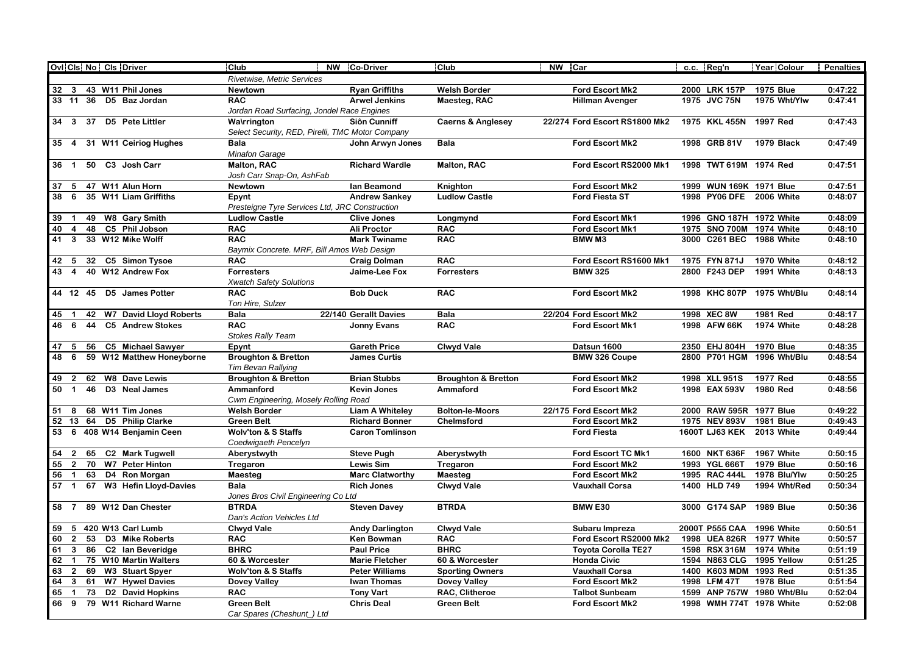| Ovl | Cls | No | Cls | Driver | Club | NW | Co-Driver | Club | NW | Car | c.c. | Reg'n | Year | Colour | Penalties |
|---|---|---|---|---|---|---|---|---|---|---|---|---|---|---|---|
| | | | | | *Rivetwise, Metric Services* | | | | | | | | | | |
| 32 | 3 | 43 | W11 | Phil Jones | Newtown | | Ryan Griffiths | Welsh Border | | Ford Escort Mk2 | 2000 | LRK 157P | 1975 | Blue | 0:47:22 |
| 33 | 11 | 36 | D5 | Baz Jordan | RAC | | Arwel Jenkins | Maesteg, RAC | | Hillman Avenger | 1975 | JVC 75N | 1975 | Wht/Ylw | 0:47:41 |
| | | | | | *Jordan Road Surfacing, Jondel Race Engines* | | | | | | | | | | |
| 34 | 3 | 37 | D5 | Pete Littler | Wa\rrington | | Siôn Cunniff | Caerns & Anglesey | 22/274 | Ford Escort RS1800 Mk2 | 1975 | KKL 455N | 1997 | Red | 0:47:43 |
| | | | | | *Select Security, RED, Pirelli, TMC Motor Company* | | | | | | | | | | |
| 35 | 4 | 31 | W11 | Ceiriog Hughes | Bala | | John Arwyn Jones | Bala | | Ford Escort Mk2 | 1998 | GRB 81V | 1979 | Black | 0:47:49 |
| | | | | | *Minafon Garage* | | | | | | | | | | |
| 36 | 1 | 50 | C3 | Josh Carr | Malton, RAC | | Richard Wardle | Malton, RAC | | Ford Escort RS2000 Mk1 | 1998 | TWT 619M | 1974 | Red | 0:47:51 |
| | | | | | *Josh Carr Snap-On, AshFab* | | | | | | | | | | |
| 37 | 5 | 47 | W11 | Alun Horn | Newtown | | Ian Beamond | Knighton | | Ford Escort Mk2 | 1999 | WUN 169K | 1971 | Blue | 0:47:51 |
| 38 | 6 | 35 | W11 | Liam Griffiths | Epynt | | Andrew Sankey | Ludlow Castle | | Ford Fiesta ST | 1998 | PY06 DFE | 2006 | White | 0:48:07 |
| | | | | | *Presteigne Tyre Services Ltd, JRC Construction* | | | | | | | | | | |
| 39 | 1 | 49 | W8 | Gary Smith | Ludlow Castle | | Clive Jones | Longmynd | | Ford Escort Mk1 | 1996 | GNO 187H | 1972 | White | 0:48:09 |
| 40 | 4 | 48 | C5 | Phil Jobson | RAC | | Ali Proctor | RAC | | Ford Escort Mk1 | 1975 | SNO 700M | 1974 | White | 0:48:10 |
| 41 | 3 | 33 | W12 | Mike Wolff | RAC | | Mark Twiname | RAC | | BMW M3 | 3000 | C261 BEC | 1988 | White | 0:48:10 |
| | | | | | *Baymix Concrete. MRF, Bill Amos Web Design* | | | | | | | | | | |
| 42 | 5 | 32 | C5 | Simon Tysoe | RAC | | Craig Dolman | RAC | | Ford Escort RS1600 Mk1 | 1975 | FYN 871J | 1970 | White | 0:48:12 |
| 43 | 4 | 40 | W12 | Andrew Fox | Forresters | | Jaime-Lee Fox | Forresters | | BMW 325 | 2800 | F243 DEP | 1991 | White | 0:48:13 |
| | | | | | *Xwatch Safety Solutions* | | | | | | | | | | |
| 44 | 12 | 45 | D5 | James Potter | RAC | | Bob Duck | RAC | | Ford Escort Mk2 | 1998 | KHC 807P | 1975 | Wht/Blu | 0:48:14 |
| | | | | | *Ton Hire, Sulzer* | | | | | | | | | | |
| 45 | 1 | 42 | W7 | David Lloyd Roberts | Bala | 22/140 | Gerallt Davies | Bala | 22/204 | Ford Escort Mk2 | 1998 | XEC 8W | 1981 | Red | 0:48:17 |
| 46 | 6 | 44 | C5 | Andrew Stokes | RAC | | Jonny Evans | RAC | | Ford Escort Mk1 | 1998 | AFW 66K | 1974 | White | 0:48:28 |
| | | | | | *Stokes Rally Team* | | | | | | | | | | |
| 47 | 5 | 56 | C5 | Michael Sawyer | Epynt | | Gareth Price | Clwyd Vale | | Datsun 1600 | 2350 | EHJ 804H | 1970 | Blue | 0:48:35 |
| 48 | 6 | 59 | W12 | Matthew Honeyborne | Broughton & Bretton | | James Curtis | | | BMW 326 Coupe | 2800 | P701 HGM | 1996 | Wht/Blu | 0:48:54 |
| | | | | | *Tim Bevan Rallying* | | | | | | | | | | |
| 49 | 2 | 62 | W8 | Dave Lewis | Broughton & Bretton | | Brian Stubbs | Broughton & Bretton | | Ford Escort Mk2 | 1998 | XLL 951S | 1977 | Red | 0:48:55 |
| 50 | 1 | 46 | D3 | Neal James | Ammanford | | Kevin Jones | Ammaford | | Ford Escort Mk2 | 1998 | EAX 593V | 1980 | Red | 0:48:56 |
| | | | | | *Cwm Engineering, Mosely Rolling Road* | | | | | | | | | | |
| 51 | 8 | 68 | W11 | Tim Jones | Welsh Border | | Liam A Whiteley | Bolton-le-Moors | 22/175 | Ford Escort Mk2 | 2000 | RAW 595R | 1977 | Blue | 0:49:22 |
| 52 | 13 | 64 | D5 | Philip Clarke | Green Belt | | Richard Bonner | Chelmsford | | Ford Escort Mk2 | 1975 | NEV 893V | 1981 | Blue | 0:49:43 |
| 53 | 6 | 408 | W14 | Benjamin Ceen | Wolv'ton & S Staffs | | Caron Tomlinson | | | Ford Fiesta | 1600T | LJ63 KEK | 2013 | White | 0:49:44 |
| | | | | | *Coedwigaeth Pencelyn* | | | | | | | | | | |
| 54 | 2 | 65 | C2 | Mark Tugwell | Aberystwyth | | Steve Pugh | Aberystwyth | | Ford Escort TC Mk1 | 1600 | NKT 636F | 1967 | White | 0:50:15 |
| 55 | 2 | 70 | W7 | Peter Hinton | Tregaron | | Lewis Sim | Tregaron | | Ford Escort Mk2 | 1993 | YGL 666T | 1979 | Blue | 0:50:16 |
| 56 | 1 | 63 | D4 | Ron Morgan | Maesteg | | Marc Clatworthy | Maesteg | | Ford Escort Mk2 | 1995 | RAC 444L | 1978 | Blu/Ylw | 0:50:25 |
| 57 | 1 | 67 | W3 | Hefin Lloyd-Davies | Bala | | Rich Jones | Clwyd Vale | | Vauxhall Corsa | 1400 | HLD 749 | 1994 | Wht/Red | 0:50:34 |
| | | | | | *Jones Bros Civil Engineering Co Ltd* | | | | | | | | | | |
| 58 | 7 | 89 | W12 | Dan Chester | BTRDA | | Steven Davey | BTRDA | | BMW E30 | 3000 | G174 SAP | 1989 | Blue | 0:50:36 |
| | | | | | *Dan's Action Vehicles Ltd* | | | | | | | | | | |
| 59 | 5 | 420 | W13 | Carl Lumb | Clwyd Vale | | Andy Darlington | Clwyd Vale | | Subaru Impreza | 2000T | P555 CAA | 1996 | White | 0:50:51 |
| 60 | 2 | 53 | D3 | Mike Roberts | RAC | | Ken Bowman | RAC | | Ford Escort RS2000 Mk2 | 1998 | UEA 826R | 1977 | White | 0:50:57 |
| 61 | 3 | 86 | C2 | Ian Beveridge | BHRC | | Paul Price | BHRC | | Toyota Corolla TE27 | 1598 | RSX 316M | 1974 | White | 0:51:19 |
| 62 | 1 | 75 | W10 | Martin Walters | 60 & Worcester | | Marie Fletcher | 60 & Worcester | | Honda Civic | 1594 | N863 CLG | 1995 | Yellow | 0:51:25 |
| 63 | 2 | 69 | W3 | Stuart Spyer | Wolv'ton & S Staffs | | Peter Williams | Sporting Owners | | Vauxhall Corsa | 1400 | K603 MDM | 1993 | Red | 0:51:35 |
| 64 | 3 | 61 | W7 | Hywel Davies | Dovey Valley | | Iwan Thomas | Dovey Valley | | Ford Escort Mk2 | 1998 | LFM 47T | 1978 | Blue | 0:51:54 |
| 65 | 1 | 73 | D2 | David Hopkins | RAC | | Tony Vart | RAC, Clitheroe | | Talbot Sunbeam | 1599 | ANP 757W | 1980 | Wht/Blu | 0:52:04 |
| 66 | 9 | 79 | W11 | Richard Warne | Green Belt | | Chris Deal | Green Belt | | Ford Escort Mk2 | 1998 | WMH 774T | 1978 | White | 0:52:08 |
| | | | | | *Car Spares (Cheshunt_) Ltd* | | | | | | | | | | |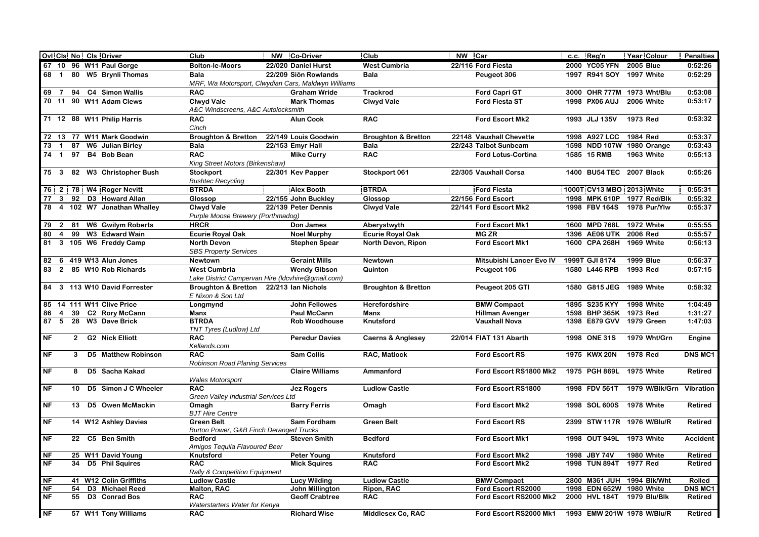| Ovl | Cls | No | Cls | Driver | Club | NW | Co-Driver | Club | NW | Car | c.c. | Reg'n | Year | Colour | Penalties |
|---|---|---|---|---|---|---|---|---|---|---|---|---|---|---|---|
| 67 | 10 | 96 | W11 | Paul Gorge | Bolton-le-Moors | 22/020 | Daniel Hurst | West Cumbria | 22/116 | Ford Fiesta | 2000 | YC05 YFN | 2005 | Blue | 0:52:26 |
| 68 | 1 | 80 | W5 | Brynli Thomas | Bala | 22/209 | Siôn Rowlands | Bala | | Peugeot 306 | 1997 | R941 SOY | 1997 | White | 0:52:29 |
| | | | | | *MRF, Wa Motorsport, Clwydian Cars, Maldwyn Williams* | | | | | | | | | | |
| 69 | 7 | 94 | C4 | Simon Wallis | RAC | | Graham Wride | Trackrod | | Ford Capri GT | 3000 | OHR 777M | 1973 | Wht/Blu | 0:53:08 |
| 70 | 11 | 90 | W11 | Adam Clews | Clwyd Vale | | Mark Thomas | Clwyd Vale | | Ford Fiesta ST | 1998 | PX06 AUJ | 2006 | White | 0:53:17 |
| | | | | | *A&C Windscreens, A&C Autolocksmith* | | | | | | | | | | |
| 71 | 12 | 88 | W11 | Philip Harris | RAC | | Alun Cook | RAC | | Ford Escort Mk2 | 1993 | JLJ 135V | 1973 | Red | 0:53:32 |
| | | | | | *Cinch* | | | | | | | | | | |
| 72 | 13 | 77 | W11 | Mark Goodwin | Broughton & Bretton | 22/149 | Louis Goodwin | Broughton & Bretton | 22148 | Vauxhall Chevette | 1998 | A927 LCC | 1984 | Red | 0:53:37 |
| 73 | 1 | 87 | W6 | Julian Birley | Bala | 22/153 | Emyr Hall | Bala | 22/243 | Talbot Sunbeam | 1598 | NDD 107W | 1980 | Orange | 0:53:43 |
| 74 | 1 | 97 | B4 | Bob Bean | RAC | | Mike Curry | RAC | | Ford Lotus-Cortina | 1585 | 15 RMB | 1963 | White | 0:55:13 |
| | | | | | *King Street Motors (Birkenshaw)* | | | | | | | | | | |
| 75 | 3 | 82 | W3 | Christopher Bush | Stockport | 22/301 | Kev Papper | Stockport 061 | 22/305 | Vauxhall Corsa | 1400 | BU54 TEC | 2007 | Black | 0:55:26 |
| | | | | | *Bushtec Recycling* | | | | | | | | | | |
| 76 | 2 | 78 | W4 | Roger Nevitt | BTRDA | | Alex Booth | BTRDA | | Ford Fiesta | 1000T | CV13 MBO | 2013 | White | 0:55:31 |
| 77 | 3 | 92 | D3 | Howard Allan | Glossop | 22/155 | John Buckley | Glossop | 22/156 | Ford Escort | 1998 | MPK 610P | 1977 | Red/Blk | 0:55:32 |
| 78 | 4 | 102 | W7 | Jonathan Whalley | Clwyd Vale | 22/139 | Peter Dennis | Clwyd Vale | 22/141 | Ford Escort Mk2 | 1998 | FBV 164S | 1978 | Pur/Ylw | 0:55:37 |
| | | | | | *Purple Moose Brewery (Porthmadog)* | | | | | | | | | | |
| 79 | 2 | 81 | W6 | Gwilym Roberts | HRCR | | Don James | Aberystwyth | | Ford Escort Mk1 | 1600 | MPD 768L | 1972 | White | 0:55:55 |
| 80 | 4 | 99 | W3 | Edward Wain | Ecurie Royal Oak | | Noel Murphy | Ecurie Royal Oak | | MG ZR | 1396 | AE06 UTK | 2006 | Red | 0:55:57 |
| 81 | 3 | 105 | W6 | Freddy Camp | North Devon | | Stephen Spear | North Devon, Ripon | | Ford Escort Mk1 | 1600 | CPA 268H | 1969 | White | 0:56:13 |
| | | | | | *SBS Property Services* | | | | | | | | | | |
| 82 | 6 | 419 | W13 | Alun Jones | Newtown | | Geraint Mills | Newtown | | Mitsubishi Lancer Evo IV | 1999T | GJI 8174 | 1999 | Blue | 0:56:37 |
| 83 | 2 | 85 | W10 | Rob Richards | West Cumbria | | Wendy Gibson | Quinton | | Peugeot 106 | 1580 | L446 RPB | 1993 | Red | 0:57:15 |
| | | | | | *Lake District Campervan Hire (ldcvhire@gmail.com)* | | | | | | | | | | |
| 84 | 3 | 113 | W10 | David Forrester | Broughton & Bretton | 22/213 | Ian Nichols | Broughton & Bretton | | Peugeot 205 GTI | 1580 | G815 JEG | 1989 | White | 0:58:32 |
| | | | | | *E Nixon & Son Ltd* | | | | | | | | | | |
| 85 | 14 | 111 | W11 | Clive Price | Longmynd | | John Fellowes | Herefordshire | | BMW Compact | 1895 | S235 KYY | 1998 | White | 1:04:49 |
| 86 | 4 | 39 | C2 | Rory McCann | Manx | | Paul McCann | Manx | | Hillman Avenger | 1598 | BHP 365K | 1973 | Red | 1:31:27 |
| 87 | 5 | 28 | W3 | Dave Brick | BTRDA | | Rob Woodhouse | Knutsford | | Vauxhall Nova | 1398 | E879 GVV | 1979 | Green | 1:47:03 |
| | | | | | *TNT Tyres (Ludlow) Ltd* | | | | | | | | | | |
| NF | | 2 | G2 | Nick Elliott | RAC | | Peredur Davies | Caerns & Anglesey | 22/014 | FIAT 131 Abarth | 1998 | ONE 31S | 1979 | Wht/Grn | Engine |
| | | | | | *Kellands.com* | | | | | | | | | | |
| NF | | 3 | D5 | Matthew Robinson | RAC | | Sam Collis | RAC, Matlock | | Ford Escort RS | 1975 | KWX 20N | 1978 | Red | DNS MC1 |
| | | | | | *Robinson Road Planing Services* | | | | | | | | | | |
| NF | | 8 | D5 | Sacha Kakad | | | Claire Williams | Ammanford | | Ford Escort RS1800 Mk2 | 1975 | PGH 869L | 1975 | White | Retired |
| | | | | | *Wales Motorsport* | | | | | | | | | | |
| NF | | 10 | D5 | Simon J C Wheeler | RAC | | Jez Rogers | Ludlow Castle | | Ford Escort RS1800 | 1998 | FDV 561T | 1979 | W/Blk/Grn | Vibration |
| | | | | | *Green Valley Industrial Services Ltd* | | | | | | | | | | |
| NF | | 13 | D5 | Owen McMackin | Omagh | | Barry Ferris | Omagh | | Ford Escort Mk2 | 1998 | SOL 600S | 1978 | White | Retired |
| | | | | | *BJT Hire Centre* | | | | | | | | | | |
| NF | | 14 | W12 | Ashley Davies | Green Belt | | Sam Fordham | Green Belt | | Ford Escort RS | 2399 | STW 117R | 1976 | W/Blu/R | Retired |
| | | | | | *Burton Power, G&B Finch Deranged Trucks* | | | | | | | | | | |
| NF | | 22 | C5 | Ben Smith | Bedford | | Steven Smith | Bedford | | Ford Escort Mk1 | 1998 | OUT 949L | 1973 | White | Accident |
| | | | | | *Amigos Tequila Flavoured Beer* | | | | | | | | | | |
| NF | | 25 | W11 | David Young | Knutsford | | Peter Young | Knutsford | | Ford Escort Mk2 | 1998 | JBY 74V | 1980 | White | Retired |
| NF | | 34 | D5 | Phil Squires | RAC | | Mick Squires | RAC | | Ford Escort Mk2 | 1998 | TUN 894T | 1977 | Red | Retired |
| | | | | | *Rally & Competition Equipment* | | | | | | | | | | |
| NF | | 41 | W12 | Colin Griffiths | Ludlow Castle | | Lucy Wilding | Ludlow Castle | | BMW Compact | 2800 | M361 JUH | 1994 | Blk/Wht | Rolled |
| NF | | 54 | D3 | Michael Reed | Malton, RAC | | John Millington | Ripon, RAC | | Ford Escort RS2000 | 1998 | EDN 652W | 1980 | White | DNS MC1 |
| NF | | 55 | D3 | Conrad Bos | RAC | | Geoff Crabtree | RAC | | Ford Escort RS2000 Mk2 | 2000 | HVL 184T | 1979 | Blu/Blk | Retired |
| | | | | | *Waterstarters Water for Kenya* | | | | | | | | | | |
| NF | | 57 | W11 | Tony Williams | RAC | | Richard Wise | Middlesex Co, RAC | | Ford Escort RS2000 Mk1 | 1993 | EMW 201W | 1978 | W/Blu/R | Retired |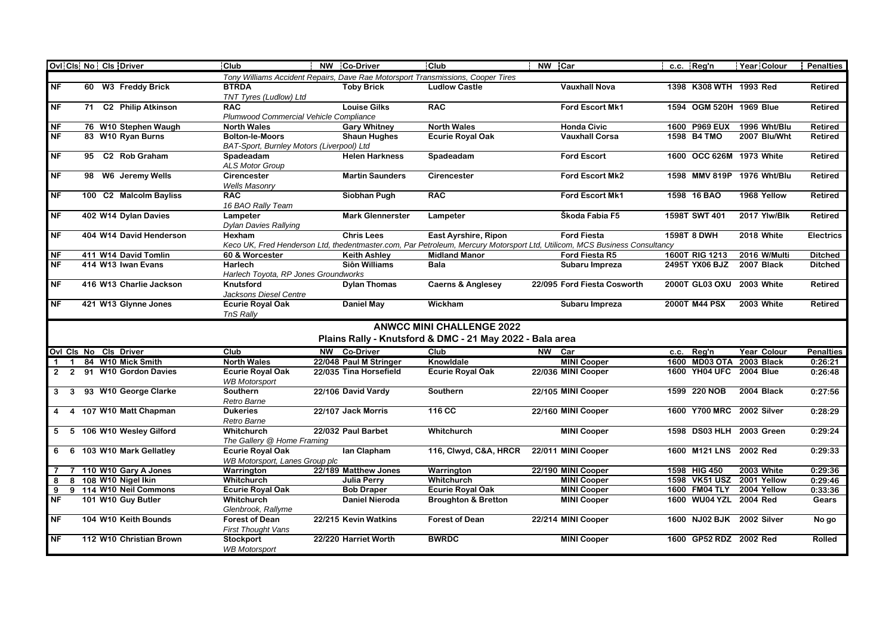| Ovl | Cls | No | Cls | Driver | Club | NW | Co-Driver | Club | NW | Car | c.c. | Reg'n | Year | Colour | Penalties |
|---|---|---|---|---|---|---|---|---|---|---|---|---|---|---|---|
| | | | | | *Tony Williams Accident Repairs, Dave Rae Motorsport Transmissions, Cooper Tires* | | | | | | | | | | |
| NF | | 60 | W3 | Freddy Brick | BTRDA<br>*TNT Tyres (Ludlow) Ltd* | | Toby Brick | Ludlow Castle | | Vauxhall Nova | 1398 | K308 WTH | 1993 | Red | Retired |
| NF | | 71 | C2 | Philip Atkinson | RAC<br>*Plumwood Commercial Vehicle Compliance* | | Louise Gilks | RAC | | Ford Escort Mk1 | 1594 | OGM 520H | 1969 | Blue | Retired |
| NF | | 76 | W10 | Stephen Waugh | North Wales | | Gary Whitney | North Wales | | Honda Civic | 1600 | P969 EUX | 1996 | Wht/Blu | Retired |
| NF | | 83 | W10 | Ryan Burns | Bolton-le-Moors<br>*BAT-Sport, Burnley Motors (Liverpool) Ltd* | | Shaun Hughes | Ecurie Royal Oak | | Vauxhall Corsa | 1598 | B4 TMO | 2007 | Blu/Wht | Retired |
| NF | | 95 | C2 | Rob Graham | Spadeadam<br>*ALS Motor Group* | | Helen Harkness | Spadeadam | | Ford Escort | 1600 | OCC 626M | 1973 | White | Retired |
| NF | | 98 | W6 | Jeremy Wells | Cirencester<br>*Wells Masonry* | | Martin Saunders | Cirencester | | Ford Escort Mk2 | 1598 | MMV 819P | 1976 | Wht/Blu | Retired |
| NF | | 100 | C2 | Malcolm Bayliss | RAC<br>*16 BAO Rally Team* | | Siobhan Pugh | RAC | | Ford Escort Mk1 | 1598 | 16 BAO | 1968 | Yellow | Retired |
| NF | | 402 | W14 | Dylan Davies | Lampeter<br>*Dylan Davies Rallying* | | Mark Glennerster | Lampeter | | Škoda Fabia F5 | 1598T | SWT 401 | 2017 | Ylw/Blk | Retired |
| NF | | 404 | W14 | David Henderson | Hexham | | Chris Lees | East Ayrshire, Ripon | | Ford Fiesta | 1598T | 8 DWH | 2018 | White | Electrics |
| | | | | | *Keco UK, Fred Henderson Ltd, thedentmaster.com, Par Petroleum, Mercury Motorsport Ltd, Utilicom, MCS Business Consultancy* | | | | | | | | | | |
| NF | | 411 | W14 | David Tomlin | 60 & Worcester | | Keith Ashley | Midland Manor | | Ford Fiesta R5 | 1600T | RIG 1213 | 2016 | W/Multi | Ditched |
| NF | | 414 | W13 | Iwan Evans | Harlech<br>*Harlech Toyota, RP Jones Groundworks* | | Siôn Williams | Bala | | Subaru Impreza | 2495T | YX06 BJZ | 2007 | Black | Ditched |
| NF | | 416 | W13 | Charlie Jackson | Knutsford<br>*Jacksons Diesel Centre* | | Dylan Thomas | Caerns & Anglesey | 22/095 | Ford Fiesta Cosworth | 2000T | GL03 OXU | 2003 | White | Retired |
| NF | | 421 | W13 | Glynne Jones | Ecurie Royal Oak<br>*TnS Rally* | | Daniel May | Wickham | | Subaru Impreza | 2000T | M44 PSX | 2003 | White | Retired |

## ANWCC MINI CHALLENGE 2022

### Plains Rally - Knutsford & DMC - 21 May 2022 - Bala area

| Ovl | Cls | No | Cls | Driver | Club | NW | Co-Driver | Club | NW | Car | c.c. | Reg'n | Year | Colour | Penalties |
|---|---|---|---|---|---|---|---|---|---|---|---|---|---|---|---|
| 1 | 1 | 84 | W10 | Mick Smith | North Wales | 22/048 | Paul M Stringer | Knowldale | | MINI Cooper | 1600 | MD03 OTA | 2003 | Black | 0:26:21 |
| 2 | 2 | 91 | W10 | Gordon Davies | Ecurie Royal Oak<br>*WB Motorsport* | 22/035 | Tina Horsefield | Ecurie Royal Oak | 22/036 | MINI Cooper | 1600 | YH04 UFC | 2004 | Blue | 0:26:48 |
| 3 | 3 | 93 | W10 | George Clarke | Southern<br>*Retro Barne* | 22/106 | David Vardy | Southern | 22/105 | MINI Cooper | 1599 | 220 NOB | 2004 | Black | 0:27:56 |
| 4 | 4 | 107 | W10 | Matt Chapman | Dukeries<br>*Retro Barne* | 22/107 | Jack Morris | 116 CC | 22/160 | MINI Cooper | 1600 | Y700 MRC | 2002 | Silver | 0:28:29 |
| 5 | 5 | 106 | W10 | Wesley Gilford | Whitchurch<br>*The Gallery @ Home Framing* | 22/032 | Paul Barbet | Whitchurch | | MINI Cooper | 1598 | DS03 HLH | 2003 | Green | 0:29:24 |
| 6 | 6 | 103 | W10 | Mark Gellatley | Ecurie Royal Oak<br>*WB Motorsport, Lanes Group plc* | | Ian Clapham | 116, Clwyd, C&A, HRCR | 22/011 | MINI Cooper | 1600 | M121 LNS | 2002 | Red | 0:29:33 |
| 7 | 7 | 110 | W10 | Gary A Jones | Warrington | 22/189 | Matthew Jones | Warrington | 22/190 | MINI Cooper | 1598 | HIG 450 | 2003 | White | 0:29:36 |
| 8 | 8 | 108 | W10 | Nigel Ikin | Whitchurch | | Julia Perry | Whitchurch | | MINI Cooper | 1598 | VK51 USZ | 2001 | Yellow | 0:29:46 |
| 9 | 9 | 114 | W10 | Neil Commons | Ecurie Royal Oak | | Bob Draper | Ecurie Royal Oak | | MINI Cooper | 1600 | FM04 TLY | 2004 | Yellow | 0:33:36 |
| NF | | 101 | W10 | Guy Butler | Whitchurch<br>*Glenbrook, Rallyme* | | Daniel Nieroda | Broughton & Bretton | | MINI Cooper | 1600 | WU04 YZL | 2004 | Red | Gears |
| NF | | 104 | W10 | Keith Bounds | Forest of Dean<br>*First Thought Vans* | 22/215 | Kevin Watkins | Forest of Dean | 22/214 | MINI Cooper | 1600 | NJ02 BJK | 2002 | Silver | No go |
| NF | | 112 | W10 | Christian Brown | Stockport<br>*WB Motorsport* | 22/220 | Harriet Worth | BWRDC | | MINI Cooper | 1600 | GP52 RDZ | 2002 | Red | Rolled |